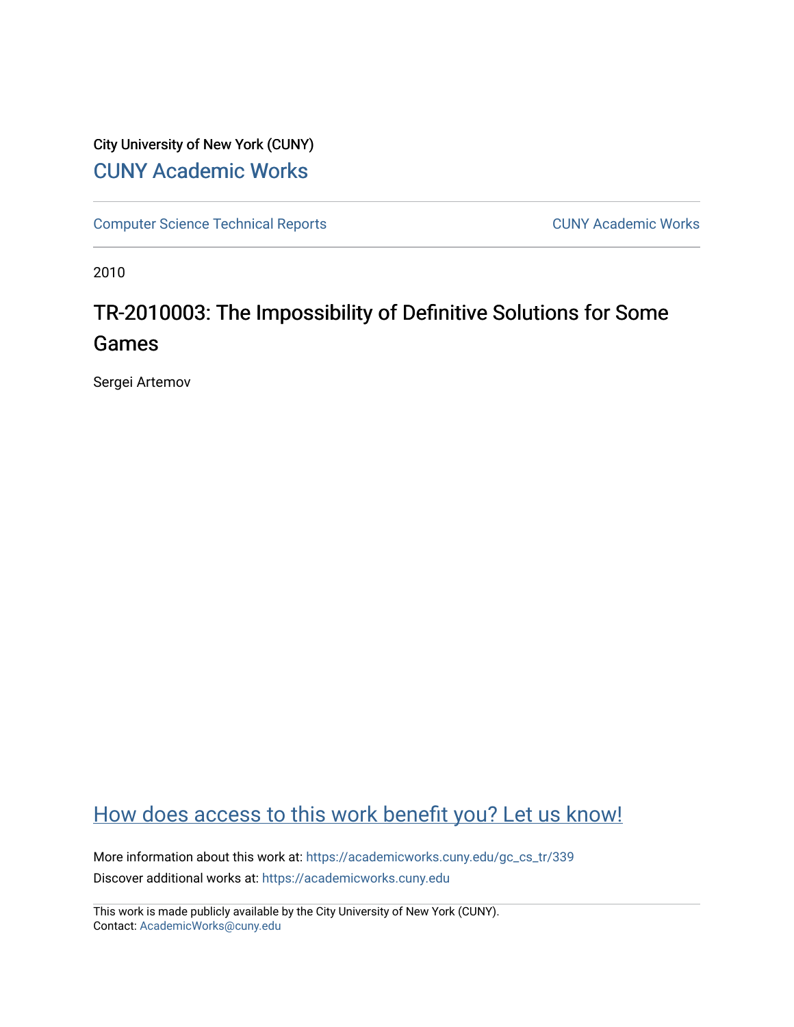City University of New York (CUNY)

CUNY Academic Works

Computer Science Technical Reports | CUNY Academic Works

2010

# TR-2010003: The Impossibility of Definitive Solutions for Some Games

Sergei Artemov

How does access to this work benefit you? Let us know!

More information about this work at: https://academicworks.cuny.edu/gc_cs_tr/339

Discover additional works at: https://academicworks.cuny.edu

This work is made publicly available by the City University of New York (CUNY).
Contact: AcademicWorks@cuny.edu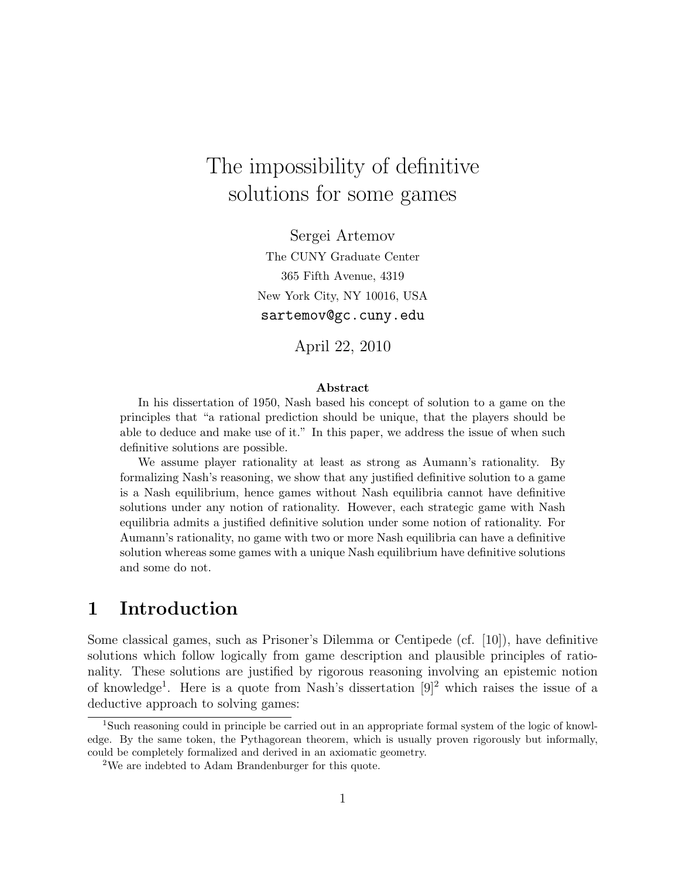# The impossibility of definitive solutions for some games

Sergei Artemov

The CUNY Graduate Center

365 Fifth Avenue, 4319

New York City, NY 10016, USA

sartemov@gc.cuny.edu

April 22, 2010

**Abstract**

In his dissertation of 1950, Nash based his concept of solution to a game on the principles that "a rational prediction should be unique, that the players should be able to deduce and make use of it." In this paper, we address the issue of when such definitive solutions are possible.

We assume player rationality at least as strong as Aumann's rationality. By formalizing Nash's reasoning, we show that any justified definitive solution to a game is a Nash equilibrium, hence games without Nash equilibria cannot have definitive solutions under any notion of rationality. However, each strategic game with Nash equilibria admits a justified definitive solution under some notion of rationality. For Aumann's rationality, no game with two or more Nash equilibria can have a definitive solution whereas some games with a unique Nash equilibrium have definitive solutions and some do not.

## 1 Introduction

Some classical games, such as Prisoner's Dilemma or Centipede (cf. [10]), have definitive solutions which follow logically from game description and plausible principles of rationality. These solutions are justified by rigorous reasoning involving an epistemic notion of knowledge[1]. Here is a quote from Nash's dissertation [9][2] which raises the issue of a deductive approach to solving games:

[1] Such reasoning could in principle be carried out in an appropriate formal system of the logic of knowledge. By the same token, the Pythagorean theorem, which is usually proven rigorously but informally, could be completely formalized and derived in an axiomatic geometry.

[2] We are indebted to Adam Brandenburger for this quote.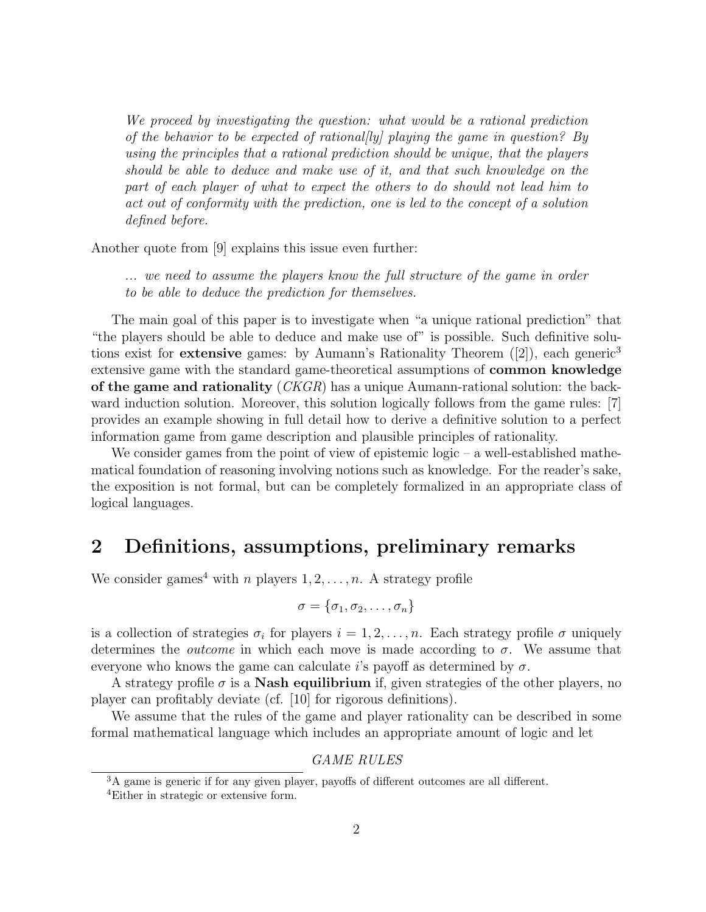> *We proceed by investigating the question: what would be a rational prediction of the behavior to be expected of rational[ly] playing the game in question? By using the principles that a rational prediction should be unique, that the players should be able to deduce and make use of it, and that such knowledge on the part of each player of what to expect the others to do should not lead him to act out of conformity with the prediction, one is led to the concept of a solution defined before.*

Another quote from [9] explains this issue even further:

> *... we need to assume the players know the full structure of the game in order to be able to deduce the prediction for themselves.*

The main goal of this paper is to investigate when "a unique rational prediction" that "the players should be able to deduce and make use of" is possible. Such definitive solutions exist for **extensive** games: by Aumann's Rationality Theorem ([2]), each generic[3] extensive game with the standard game-theoretical assumptions of **common knowledge of the game and rationality** (*CKGR*) has a unique Aumann-rational solution: the backward induction solution. Moreover, this solution logically follows from the game rules: [7] provides an example showing in full detail how to derive a definitive solution to a perfect information game from game description and plausible principles of rationality.

We consider games from the point of view of epistemic logic – a well-established mathematical foundation of reasoning involving notions such as knowledge. For the reader's sake, the exposition is not formal, but can be completely formalized in an appropriate class of logical languages.

## 2 Definitions, assumptions, preliminary remarks

We consider games[4] with $n$ players $1, 2, \ldots, n$. A strategy profile

$$\sigma = \{\sigma_1, \sigma_2, \ldots, \sigma_n\}$$

is a collection of strategies $\sigma_i$ for players $i = 1, 2, \ldots, n$. Each strategy profile $\sigma$ uniquely determines the *outcome* in which each move is made according to $\sigma$. We assume that everyone who knows the game can calculate $i$'s payoff as determined by $\sigma$.

A strategy profile $\sigma$ is a **Nash equilibrium** if, given strategies of the other players, no player can profitably deviate (cf. [10] for rigorous definitions).

We assume that the rules of the game and player rationality can be described in some formal mathematical language which includes an appropriate amount of logic and let

*GAME RULES*

---

[3] A game is generic if for any given player, payoffs of different outcomes are all different.

[4] Either in strategic or extensive form.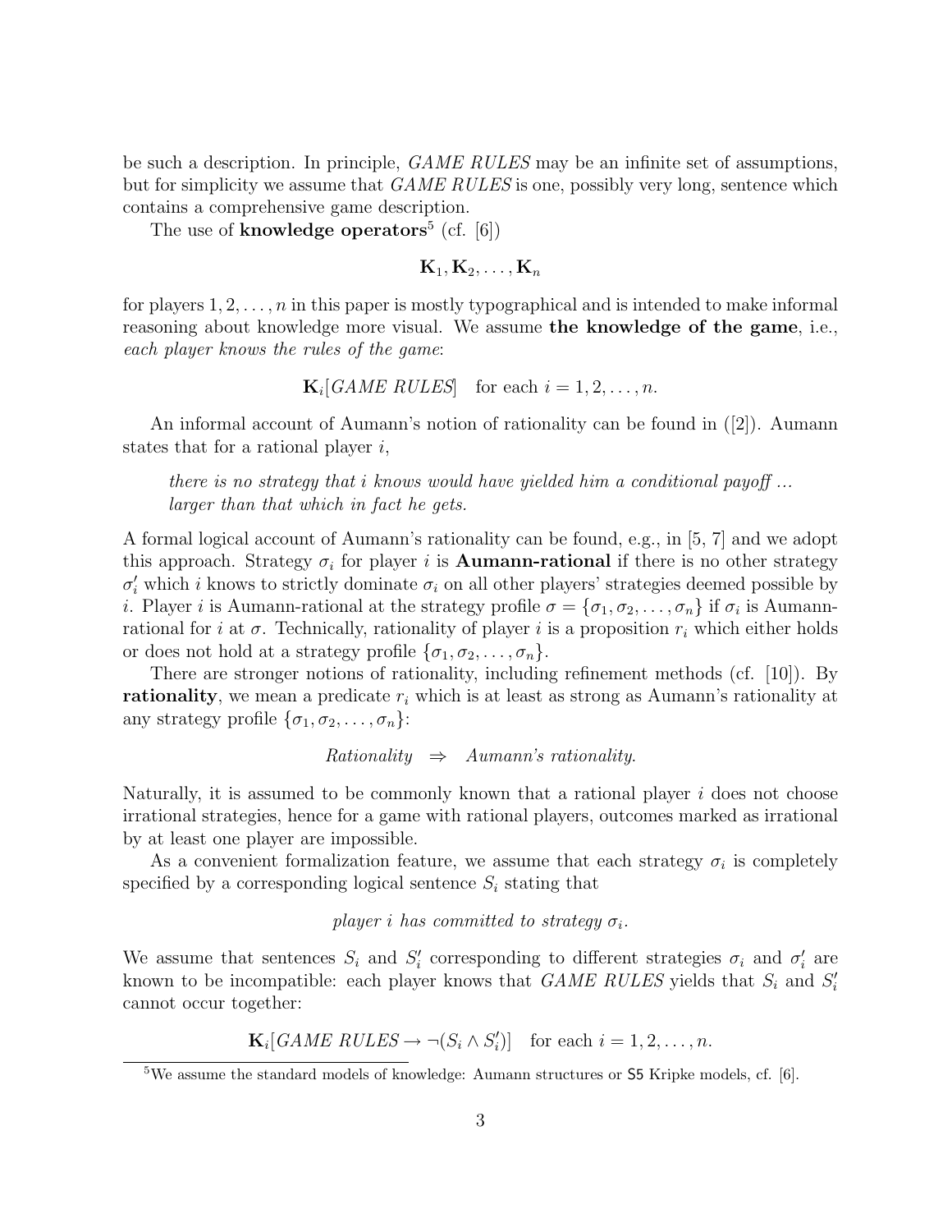be such a description. In principle, *GAME RULES* may be an infinite set of assumptions, but for simplicity we assume that *GAME RULES* is one, possibly very long, sentence which contains a comprehensive game description.

The use of **knowledge operators**[5] (cf. [6])

$$\mathbf{K}_1, \mathbf{K}_2, \ldots, \mathbf{K}_n$$

for players $1, 2, \ldots, n$ in this paper is mostly typographical and is intended to make informal reasoning about knowledge more visual. We assume **the knowledge of the game**, i.e., *each player knows the rules of the game*:

$$\mathbf{K}_i[\textit{GAME RULES}] \quad \text{for each } i = 1, 2, \ldots, n.$$

An informal account of Aumann's notion of rationality can be found in ([2]). Aumann states that for a rational player $i$,

> *there is no strategy that i knows would have yielded him a conditional payoff ... larger than that which in fact he gets.*

A formal logical account of Aumann's rationality can be found, e.g., in [5, 7] and we adopt this approach. Strategy $\sigma_i$ for player $i$ is **Aumann-rational** if there is no other strategy $\sigma_i'$ which $i$ knows to strictly dominate $\sigma_i$ on all other players' strategies deemed possible by $i$. Player $i$ is Aumann-rational at the strategy profile $\sigma = \{\sigma_1, \sigma_2, \ldots, \sigma_n\}$ if $\sigma_i$ is Aumann-rational for $i$ at $\sigma$. Technically, rationality of player $i$ is a proposition $r_i$ which either holds or does not hold at a strategy profile $\{\sigma_1, \sigma_2, \ldots, \sigma_n\}$.

There are stronger notions of rationality, including refinement methods (cf. [10]). By **rationality**, we mean a predicate $r_i$ which is at least as strong as Aumann's rationality at any strategy profile $\{\sigma_1, \sigma_2, \ldots, \sigma_n\}$:

$$\textit{Rationality} \;\; \Rightarrow \;\; \textit{Aumann's rationality}.$$

Naturally, it is assumed to be commonly known that a rational player $i$ does not choose irrational strategies, hence for a game with rational players, outcomes marked as irrational by at least one player are impossible.

As a convenient formalization feature, we assume that each strategy $\sigma_i$ is completely specified by a corresponding logical sentence $S_i$ stating that

*player $i$ has committed to strategy $\sigma_i$.*

We assume that sentences $S_i$ and $S_i'$ corresponding to different strategies $\sigma_i$ and $\sigma_i'$ are known to be incompatible: each player knows that *GAME RULES* yields that $S_i$ and $S_i'$ cannot occur together:

$$\mathbf{K}_i[\textit{GAME RULES} \rightarrow \neg(S_i \wedge S_i')] \quad \text{for each } i = 1, 2, \ldots, n.$$

[5] We assume the standard models of knowledge: Aumann structures or S5 Kripke models, cf. [6].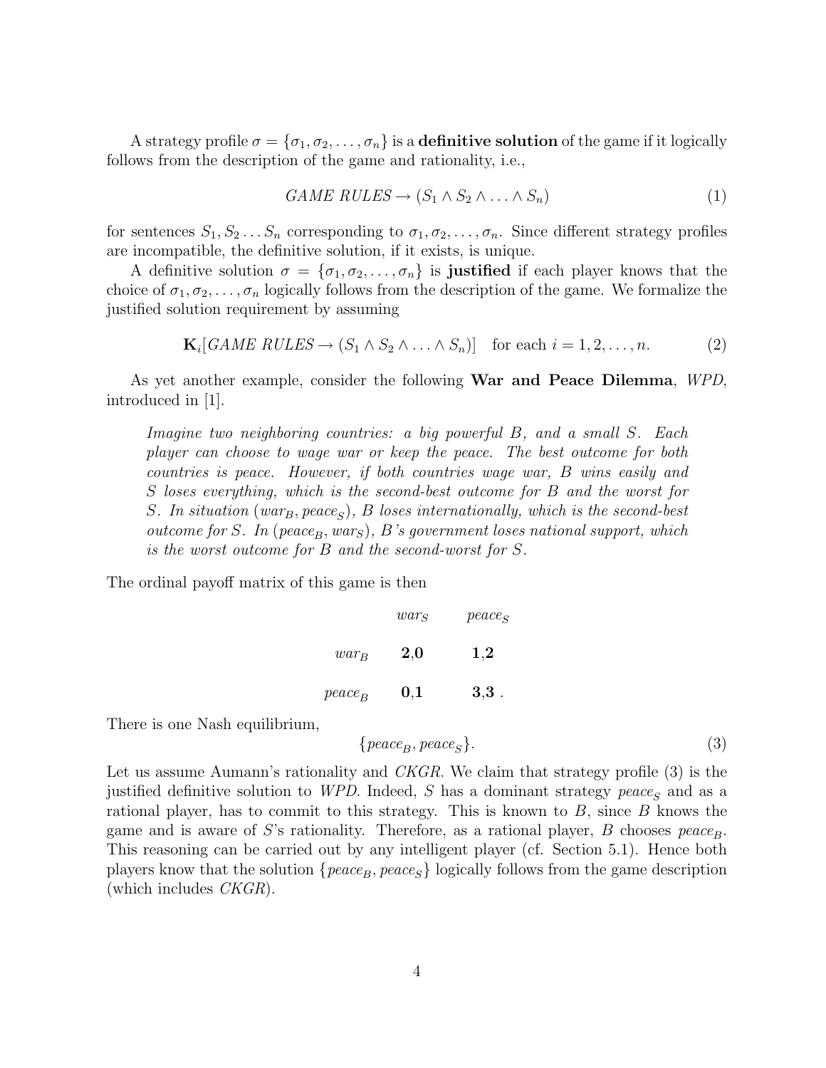A strategy profile $\sigma = \{\sigma_1, \sigma_2, \ldots, \sigma_n\}$ is a **definitive solution** of the game if it logically follows from the description of the game and rationality, i.e.,

$$GAME\ RULES \rightarrow (S_1 \wedge S_2 \wedge \ldots \wedge S_n) \tag{1}$$

for sentences $S_1, S_2 \ldots S_n$ corresponding to $\sigma_1, \sigma_2, \ldots, \sigma_n$. Since different strategy profiles are incompatible, the definitive solution, if it exists, is unique.

A definitive solution $\sigma = \{\sigma_1, \sigma_2, \ldots, \sigma_n\}$ is **justified** if each player knows that the choice of $\sigma_1, \sigma_2, \ldots, \sigma_n$ logically follows from the description of the game. We formalize the justified solution requirement by assuming

$$\mathbf{K}_i[GAME\ RULES \rightarrow (S_1 \wedge S_2 \wedge \ldots \wedge S_n)] \quad \text{for each } i = 1, 2, \ldots, n. \tag{2}$$

As yet another example, consider the following **War and Peace Dilemma**, *WPD*, introduced in [1].

> *Imagine two neighboring countries: a big powerful B, and a small S. Each player can choose to wage war or keep the peace. The best outcome for both countries is peace. However, if both countries wage war, B wins easily and S loses everything, which is the second-best outcome for B and the worst for S. In situation* $(war_B, peace_S)$*, B loses internationally, which is the second-best outcome for S. In* $(peace_B, war_S)$*, B's government loses national support, which is the worst outcome for B and the second-worst for S.*

The ordinal payoff matrix of this game is then

| | $war_S$ | $peace_S$ |
|---|---|---|
| $war_B$ | **2**,**0** | **1**,**2** |
| $peace_B$ | **0**,**1** | **3**,**3** . |

There is one Nash equilibrium,

$$\{peace_B, peace_S\}. \tag{3}$$

Let us assume Aumann's rationality and *CKGR*. We claim that strategy profile (3) is the justified definitive solution to *WPD*. Indeed, $S$ has a dominant strategy $peace_S$ and as a rational player, has to commit to this strategy. This is known to $B$, since $B$ knows the game and is aware of $S$'s rationality. Therefore, as a rational player, $B$ chooses $peace_B$. This reasoning can be carried out by any intelligent player (cf. Section 5.1). Hence both players know that the solution $\{peace_B, peace_S\}$ logically follows from the game description (which includes *CKGR*).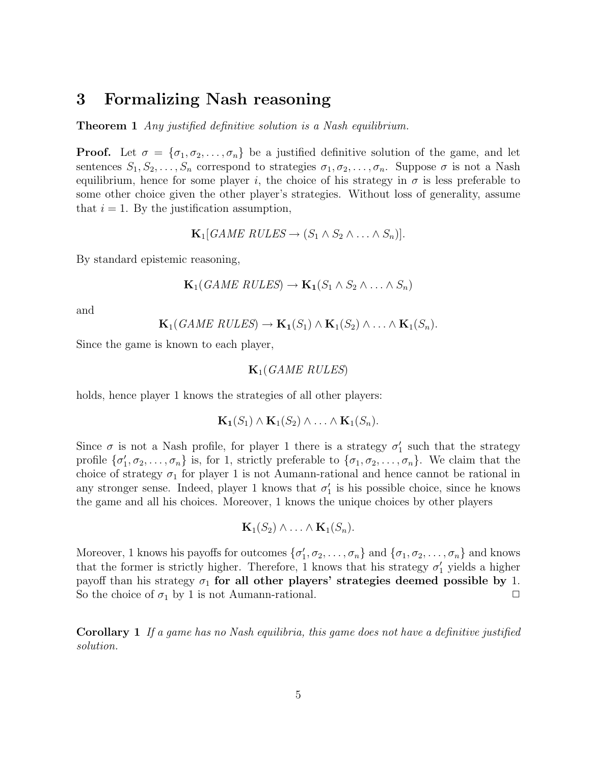## 3 Formalizing Nash reasoning

**Theorem 1** *Any justified definitive solution is a Nash equilibrium.*

**Proof.** Let $\sigma = \{\sigma_1, \sigma_2, \ldots, \sigma_n\}$ be a justified definitive solution of the game, and let sentences $S_1, S_2, \ldots, S_n$ correspond to strategies $\sigma_1, \sigma_2, \ldots, \sigma_n$. Suppose $\sigma$ is not a Nash equilibrium, hence for some player $i$, the choice of his strategy in $\sigma$ is less preferable to some other choice given the other player's strategies. Without loss of generality, assume that $i = 1$. By the justification assumption,

$$\mathbf{K}_1[\textit{GAME RULES} \rightarrow (S_1 \wedge S_2 \wedge \ldots \wedge S_n)].$$

By standard epistemic reasoning,

$$\mathbf{K}_1(\textit{GAME RULES}) \rightarrow \mathbf{K_1}(S_1 \wedge S_2 \wedge \ldots \wedge S_n)$$

and

$$\mathbf{K}_1(\textit{GAME RULES}) \rightarrow \mathbf{K_1}(S_1) \wedge \mathbf{K}_1(S_2) \wedge \ldots \wedge \mathbf{K}_1(S_n).$$

Since the game is known to each player,

$$\mathbf{K}_1(\textit{GAME RULES})$$

holds, hence player 1 knows the strategies of all other players:

$$\mathbf{K_1}(S_1) \wedge \mathbf{K}_1(S_2) \wedge \ldots \wedge \mathbf{K}_1(S_n).$$

Since $\sigma$ is not a Nash profile, for player 1 there is a strategy $\sigma_1'$ such that the strategy profile $\{\sigma_1', \sigma_2, \ldots, \sigma_n\}$ is, for 1, strictly preferable to $\{\sigma_1, \sigma_2, \ldots, \sigma_n\}$. We claim that the choice of strategy $\sigma_1$ for player 1 is not Aumann-rational and hence cannot be rational in any stronger sense. Indeed, player 1 knows that $\sigma_1'$ is his possible choice, since he knows the game and all his choices. Moreover, 1 knows the unique choices by other players

$$\mathbf{K}_1(S_2) \wedge \ldots \wedge \mathbf{K}_1(S_n).$$

Moreover, 1 knows his payoffs for outcomes $\{\sigma_1', \sigma_2, \ldots, \sigma_n\}$ and $\{\sigma_1, \sigma_2, \ldots, \sigma_n\}$ and knows that the former is strictly higher. Therefore, 1 knows that his strategy $\sigma_1'$ yields a higher payoff than his strategy $\sigma_1$ **for all other players' strategies deemed possible by** 1. So the choice of $\sigma_1$ by 1 is not Aumann-rational. $\square$

**Corollary 1** *If a game has no Nash equilibria, this game does not have a definitive justified solution.*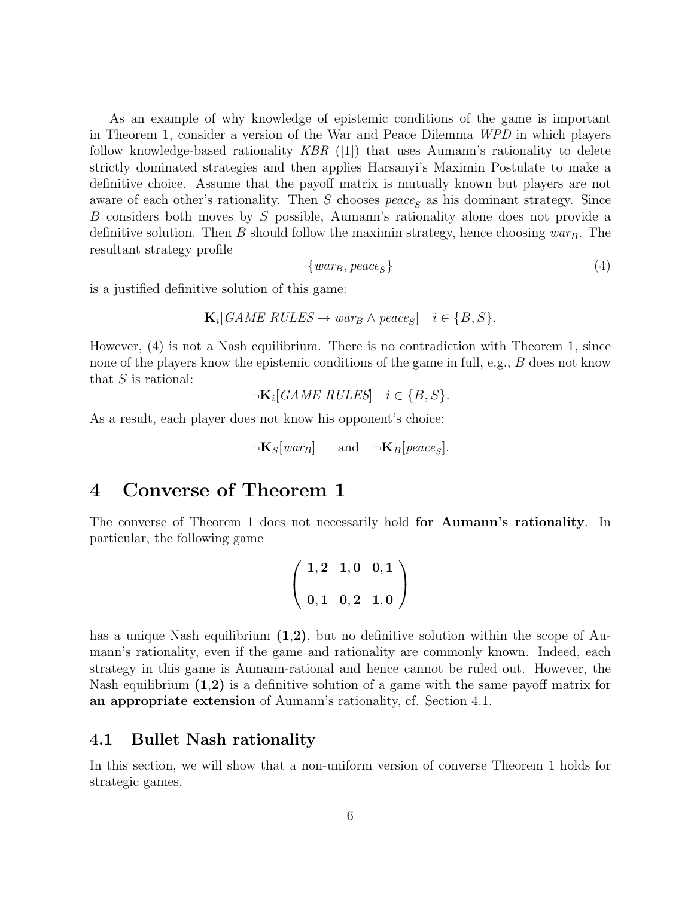As an example of why knowledge of epistemic conditions of the game is important in Theorem 1, consider a version of the War and Peace Dilemma *WPD* in which players follow knowledge-based rationality *KBR* ([1]) that uses Aumann's rationality to delete strictly dominated strategies and then applies Harsanyi's Maximin Postulate to make a definitive choice. Assume that the payoff matrix is mutually known but players are not aware of each other's rationality. Then $S$ chooses $peace_S$ as his dominant strategy. Since $B$ considers both moves by $S$ possible, Aumann's rationality alone does not provide a definitive solution. Then $B$ should follow the maximin strategy, hence choosing $war_B$. The resultant strategy profile

$$\{war_B, peace_S\} \tag{4}$$

is a justified definitive solution of this game:

$$\mathbf{K}_i[\mathit{GAME\ RULES} \rightarrow war_B \wedge peace_S] \quad i \in \{B, S\}.$$

However, (4) is not a Nash equilibrium. There is no contradiction with Theorem 1, since none of the players know the epistemic conditions of the game in full, e.g., $B$ does not know that $S$ is rational:

$$\neg\mathbf{K}_i[\mathit{GAME\ RULES}] \quad i \in \{B, S\}.$$

As a result, each player does not know his opponent's choice:

$$\neg\mathbf{K}_S[war_B] \quad \text{and} \quad \neg\mathbf{K}_B[peace_S].$$

# 4 Converse of Theorem 1

The converse of Theorem 1 does not necessarily hold **for Aumann's rationality**. In particular, the following game

$$\begin{pmatrix} \mathbf{1,2} & \mathbf{1,0} & \mathbf{0,1} \\ \\ \mathbf{0,1} & \mathbf{0,2} & \mathbf{1,0} \end{pmatrix}$$

has a unique Nash equilibrium **(1,2)**, but no definitive solution within the scope of Aumann's rationality, even if the game and rationality are commonly known. Indeed, each strategy in this game is Aumann-rational and hence cannot be ruled out. However, the Nash equilibrium **(1,2)** is a definitive solution of a game with the same payoff matrix for **an appropriate extension** of Aumann's rationality, cf. Section 4.1.

## 4.1 Bullet Nash rationality

In this section, we will show that a non-uniform version of converse Theorem 1 holds for strategic games.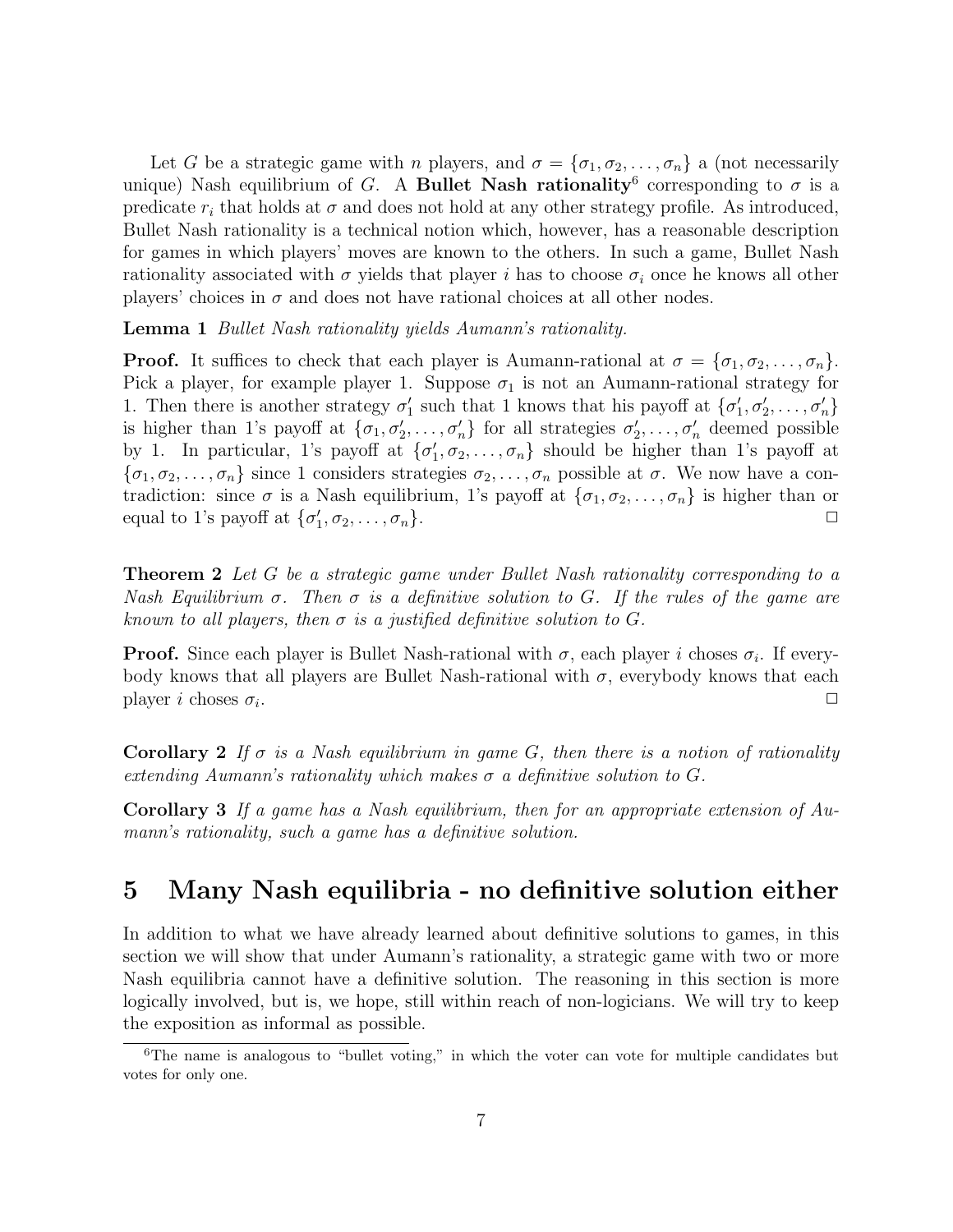Let $G$ be a strategic game with $n$ players, and $\sigma = \{\sigma_1, \sigma_2, \ldots, \sigma_n\}$ a (not necessarily unique) Nash equilibrium of $G$. A **Bullet Nash rationality**[6] corresponding to $\sigma$ is a predicate $r_i$ that holds at $\sigma$ and does not hold at any other strategy profile. As introduced, Bullet Nash rationality is a technical notion which, however, has a reasonable description for games in which players' moves are known to the others. In such a game, Bullet Nash rationality associated with $\sigma$ yields that player $i$ has to choose $\sigma_i$ once he knows all other players' choices in $\sigma$ and does not have rational choices at all other nodes.

**Lemma 1** *Bullet Nash rationality yields Aumann's rationality.*

**Proof.** It suffices to check that each player is Aumann-rational at $\sigma = \{\sigma_1, \sigma_2, \ldots, \sigma_n\}$. Pick a player, for example player 1. Suppose $\sigma_1$ is not an Aumann-rational strategy for 1. Then there is another strategy $\sigma_1'$ such that 1 knows that his payoff at $\{\sigma_1', \sigma_2', \ldots, \sigma_n'\}$ is higher than 1's payoff at $\{\sigma_1, \sigma_2', \ldots, \sigma_n'\}$ for all strategies $\sigma_2', \ldots, \sigma_n'$ deemed possible by 1. In particular, 1's payoff at $\{\sigma_1', \sigma_2, \ldots, \sigma_n\}$ should be higher than 1's payoff at $\{\sigma_1, \sigma_2, \ldots, \sigma_n\}$ since 1 considers strategies $\sigma_2, \ldots, \sigma_n$ possible at $\sigma$. We now have a contradiction: since $\sigma$ is a Nash equilibrium, 1's payoff at $\{\sigma_1, \sigma_2, \ldots, \sigma_n\}$ is higher than or equal to 1's payoff at $\{\sigma_1', \sigma_2, \ldots, \sigma_n\}$. $\square$

**Theorem 2** *Let $G$ be a strategic game under Bullet Nash rationality corresponding to a Nash Equilibrium $\sigma$. Then $\sigma$ is a definitive solution to $G$. If the rules of the game are known to all players, then $\sigma$ is a justified definitive solution to $G$.*

**Proof.** Since each player is Bullet Nash-rational with $\sigma$, each player $i$ choses $\sigma_i$. If everybody knows that all players are Bullet Nash-rational with $\sigma$, everybody knows that each player $i$ choses $\sigma_i$. $\square$

**Corollary 2** *If $\sigma$ is a Nash equilibrium in game $G$, then there is a notion of rationality extending Aumann's rationality which makes $\sigma$ a definitive solution to $G$.*

**Corollary 3** *If a game has a Nash equilibrium, then for an appropriate extension of Aumann's rationality, such a game has a definitive solution.*

## 5 Many Nash equilibria - no definitive solution either

In addition to what we have already learned about definitive solutions to games, in this section we will show that under Aumann's rationality, a strategic game with two or more Nash equilibria cannot have a definitive solution. The reasoning in this section is more logically involved, but is, we hope, still within reach of non-logicians. We will try to keep the exposition as informal as possible.

[6] The name is analogous to "bullet voting," in which the voter can vote for multiple candidates but votes for only one.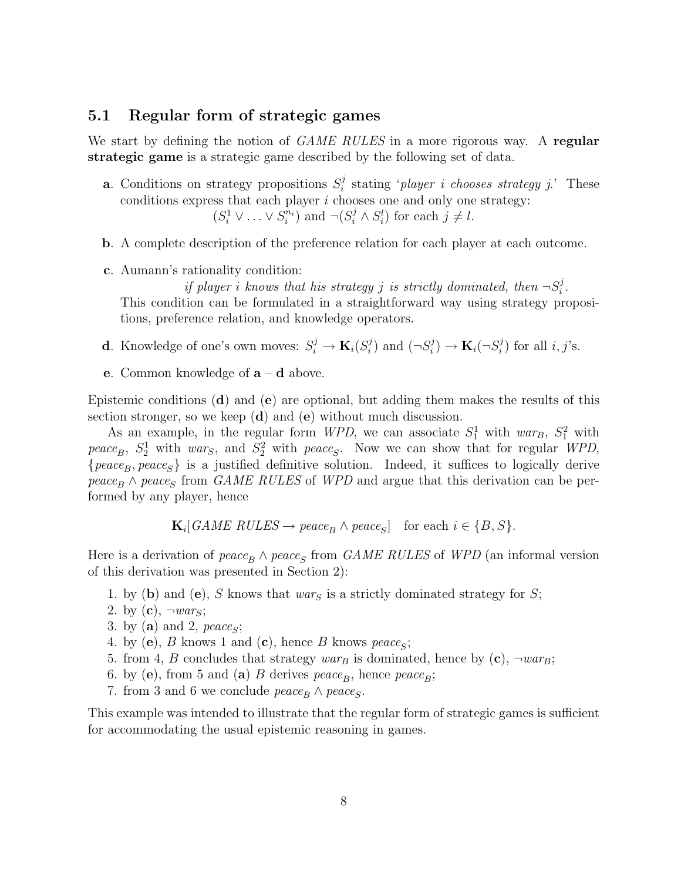## 5.1 Regular form of strategic games

We start by defining the notion of *GAME RULES* in a more rigorous way. A **regular strategic game** is a strategic game described by the following set of data.

**a**. Conditions on strategy propositions $S_i^j$ stating '*player i chooses strategy j*.' These conditions express that each player $i$ chooses one and only one strategy:

$$(S_i^1 \vee \ldots \vee S_i^{n_i}) \text{ and } \neg(S_i^j \wedge S_i^l) \text{ for each } j \neq l.$$

**b**. A complete description of the preference relation for each player at each outcome.

**c**. Aumann's rationality condition:

*if player i knows that his strategy j is strictly dominated, then* $\neg S_i^j$.

This condition can be formulated in a straightforward way using strategy propositions, preference relation, and knowledge operators.

**d**. Knowledge of one's own moves: $S_i^j \rightarrow \mathbf{K}_i(S_i^j)$ and $(\neg S_i^j) \rightarrow \mathbf{K}_i(\neg S_i^j)$ for all $i, j$'s.

**e**. Common knowledge of **a** – **d** above.

Epistemic conditions (**d**) and (**e**) are optional, but adding them makes the results of this section stronger, so we keep (**d**) and (**e**) without much discussion.

As an example, in the regular form *WPD*, we can associate $S_1^1$ with $war_B$, $S_1^2$ with $peace_B$, $S_2^1$ with $war_S$, and $S_2^2$ with $peace_S$. Now we can show that for regular *WPD*, $\{peace_B, peace_S\}$ is a justified definitive solution. Indeed, it suffices to logically derive $peace_B \wedge peace_S$ from *GAME RULES* of *WPD* and argue that this derivation can be performed by any player, hence

$$\mathbf{K}_i[\textit{GAME RULES} \rightarrow peace_B \wedge peace_S] \quad \text{for each } i \in \{B, S\}.$$

Here is a derivation of $peace_B \wedge peace_S$ from *GAME RULES* of *WPD* (an informal version of this derivation was presented in Section 2):

1. by (**b**) and (**e**), $S$ knows that $war_S$ is a strictly dominated strategy for $S$;
2. by (**c**), $\neg war_S$;
3. by (**a**) and 2, $peace_S$;
4. by (**e**), $B$ knows 1 and (**c**), hence $B$ knows $peace_S$;
5. from 4, $B$ concludes that strategy $war_B$ is dominated, hence by (**c**), $\neg war_B$;
6. by (**e**), from 5 and (**a**) $B$ derives $peace_B$, hence $peace_B$;
7. from 3 and 6 we conclude $peace_B \wedge peace_S$.

This example was intended to illustrate that the regular form of strategic games is sufficient for accommodating the usual epistemic reasoning in games.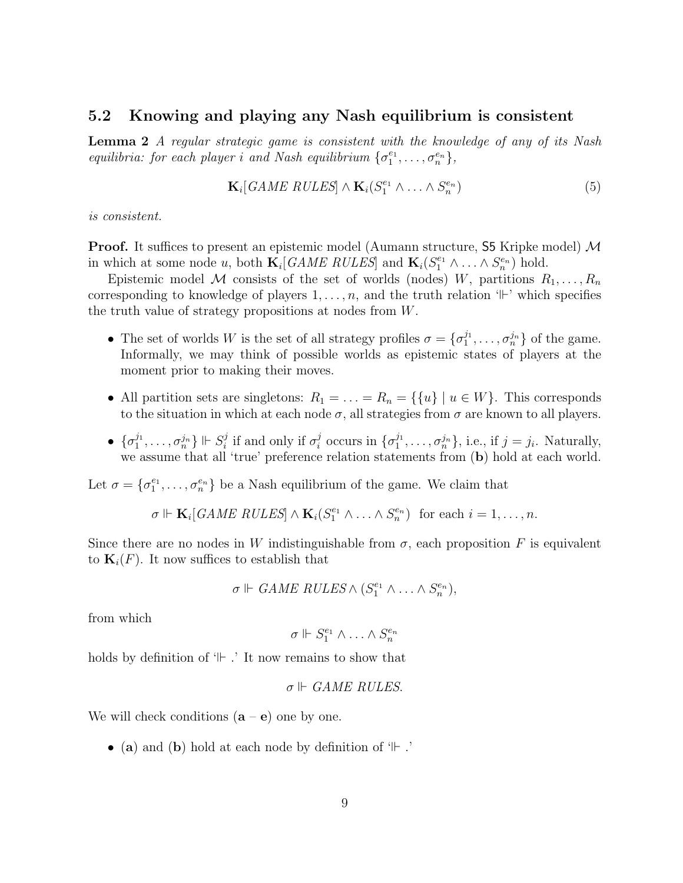### 5.2 Knowing and playing any Nash equilibrium is consistent

**Lemma 2** *A regular strategic game is consistent with the knowledge of any of its Nash equilibria: for each player $i$ and Nash equilibrium $\{\sigma_1^{e_1}, \ldots, \sigma_n^{e_n}\}$,*

$$\mathbf{K}_i[\textit{GAME RULES}] \wedge \mathbf{K}_i(S_1^{e_1} \wedge \ldots \wedge S_n^{e_n}) \tag{5}$$

*is consistent.*

**Proof.** It suffices to present an epistemic model (Aumann structure, S5 Kripke model) $\mathcal{M}$ in which at some node $u$, both $\mathbf{K}_i[\textit{GAME RULES}]$ and $\mathbf{K}_i(S_1^{e_1} \wedge \ldots \wedge S_n^{e_n})$ hold.

Epistemic model $\mathcal{M}$ consists of the set of worlds (nodes) $W$, partitions $R_1, \ldots, R_n$ corresponding to knowledge of players $1, \ldots, n$, and the truth relation '$\Vdash$' which specifies the truth value of strategy propositions at nodes from $W$.

- The set of worlds $W$ is the set of all strategy profiles $\sigma = \{\sigma_1^{j_1}, \ldots, \sigma_n^{j_n}\}$ of the game. Informally, we may think of possible worlds as epistemic states of players at the moment prior to making their moves.
- All partition sets are singletons: $R_1 = \ldots = R_n = \{\{u\} \mid u \in W\}$. This corresponds to the situation in which at each node $\sigma$, all strategies from $\sigma$ are known to all players.
- $\{\sigma_1^{j_1}, \ldots, \sigma_n^{j_n}\} \Vdash S_i^j$ if and only if $\sigma_i^j$ occurs in $\{\sigma_1^{j_1}, \ldots, \sigma_n^{j_n}\}$, i.e., if $j = j_i$. Naturally, we assume that all 'true' preference relation statements from (**b**) hold at each world.

Let $\sigma = \{\sigma_1^{e_1}, \ldots, \sigma_n^{e_n}\}$ be a Nash equilibrium of the game. We claim that

$$\sigma \Vdash \mathbf{K}_i[\textit{GAME RULES}] \wedge \mathbf{K}_i(S_1^{e_1} \wedge \ldots \wedge S_n^{e_n}) \ \text{ for each } i = 1, \ldots, n.$$

Since there are no nodes in $W$ indistinguishable from $\sigma$, each proposition $F$ is equivalent to $\mathbf{K}_i(F)$. It now suffices to establish that

$$\sigma \Vdash \textit{GAME RULES} \wedge (S_1^{e_1} \wedge \ldots \wedge S_n^{e_n}),$$

from which

$$\sigma \Vdash S_1^{e_1} \wedge \ldots \wedge S_n^{e_n}$$

holds by definition of '$\Vdash$ .' It now remains to show that

$$\sigma \Vdash \textit{GAME RULES}.$$

We will check conditions (**a** – **e**) one by one.

- (**a**) and (**b**) hold at each node by definition of '$\Vdash$ .'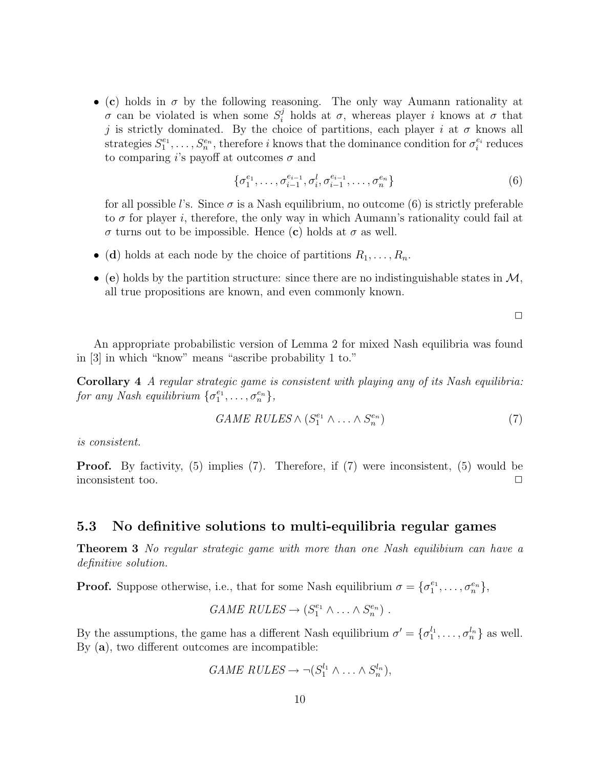- (**c**) holds in $\sigma$ by the following reasoning. The only way Aumann rationality at $\sigma$ can be violated is when some $S_i^j$ holds at $\sigma$, whereas player $i$ knows at $\sigma$ that $j$ is strictly dominated. By the choice of partitions, each player $i$ at $\sigma$ knows all strategies $S_1^{e_1}, \ldots, S_n^{e_n}$, therefore $i$ knows that the dominance condition for $\sigma_i^{e_i}$ reduces to comparing $i$'s payoff at outcomes $\sigma$ and

$$\{\sigma_1^{e_1}, \ldots, \sigma_{i-1}^{e_{i-1}}, \sigma_i^l, \sigma_{i-1}^{e_{i-1}}, \ldots, \sigma_n^{e_n}\} \tag{6}$$

for all possible $l$'s. Since $\sigma$ is a Nash equilibrium, no outcome (6) is strictly preferable to $\sigma$ for player $i$, therefore, the only way in which Aumann's rationality could fail at $\sigma$ turns out to be impossible. Hence (**c**) holds at $\sigma$ as well.

- (**d**) holds at each node by the choice of partitions $R_1, \ldots, R_n$.

- (**e**) holds by the partition structure: since there are no indistinguishable states in $\mathcal{M}$, all true propositions are known, and even commonly known.

$\square$

An appropriate probabilistic version of Lemma 2 for mixed Nash equilibria was found in [3] in which "know" means "ascribe probability 1 to."

**Corollary 4** *A regular strategic game is consistent with playing any of its Nash equilibria: for any Nash equilibrium $\{\sigma_1^{e_1}, \ldots, \sigma_n^{e_n}\}$,*

$$\textit{GAME RULES} \wedge (S_1^{e_1} \wedge \ldots \wedge S_n^{e_n}) \tag{7}$$

*is consistent.*

**Proof.** By factivity, (5) implies (7). Therefore, if (7) were inconsistent, (5) would be inconsistent too. $\square$

### 5.3 No definitive solutions to multi-equilibria regular games

**Theorem 3** *No regular strategic game with more than one Nash equilibium can have a definitive solution.*

**Proof.** Suppose otherwise, i.e., that for some Nash equilibrium $\sigma = \{\sigma_1^{e_1}, \ldots, \sigma_n^{e_n}\}$,

$$\textit{GAME RULES} \rightarrow (S_1^{e_1} \wedge \ldots \wedge S_n^{e_n}) \ .$$

By the assumptions, the game has a different Nash equilibrium $\sigma' = \{\sigma_1^{l_1}, \ldots, \sigma_n^{l_n}\}$ as well. By (**a**), two different outcomes are incompatible:

$$\textit{GAME RULES} \rightarrow \neg(S_1^{l_1} \wedge \ldots \wedge S_n^{l_n}),$$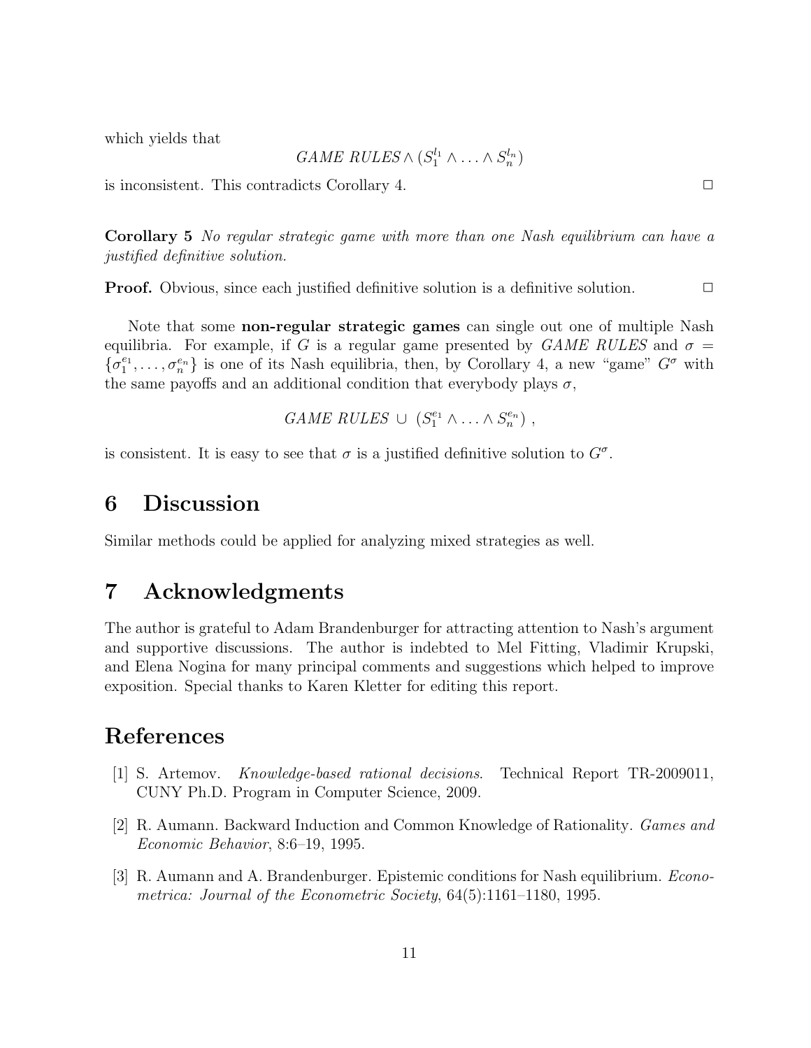which yields that

$$\textit{GAME RULES} \wedge (S_1^{l_1} \wedge \ldots \wedge S_n^{l_n})$$

is inconsistent. This contradicts Corollary 4. $\square$

**Corollary 5** *No regular strategic game with more than one Nash equilibrium can have a justified definitive solution.*

**Proof.** Obvious, since each justified definitive solution is a definitive solution. $\square$

Note that some **non-regular strategic games** can single out one of multiple Nash equilibria. For example, if $G$ is a regular game presented by *GAME RULES* and $\sigma = \{\sigma_1^{e_1}, \ldots, \sigma_n^{e_n}\}$ is one of its Nash equilibria, then, by Corollary 4, a new "game" $G^\sigma$ with the same payoffs and an additional condition that everybody plays $\sigma$,

$$\textit{GAME RULES} \,\cup\, (S_1^{e_1} \wedge \ldots \wedge S_n^{e_n})\ ,$$

is consistent. It is easy to see that $\sigma$ is a justified definitive solution to $G^\sigma$.

## 6 Discussion

Similar methods could be applied for analyzing mixed strategies as well.

## 7 Acknowledgments

The author is grateful to Adam Brandenburger for attracting attention to Nash's argument and supportive discussions. The author is indebted to Mel Fitting, Vladimir Krupski, and Elena Nogina for many principal comments and suggestions which helped to improve exposition. Special thanks to Karen Kletter for editing this report.

## References

[1] S. Artemov. *Knowledge-based rational decisions*. Technical Report TR-2009011, CUNY Ph.D. Program in Computer Science, 2009.

[2] R. Aumann. Backward Induction and Common Knowledge of Rationality. *Games and Economic Behavior*, 8:6–19, 1995.

[3] R. Aumann and A. Brandenburger. Epistemic conditions for Nash equilibrium. *Econometrica: Journal of the Econometric Society*, 64(5):1161–1180, 1995.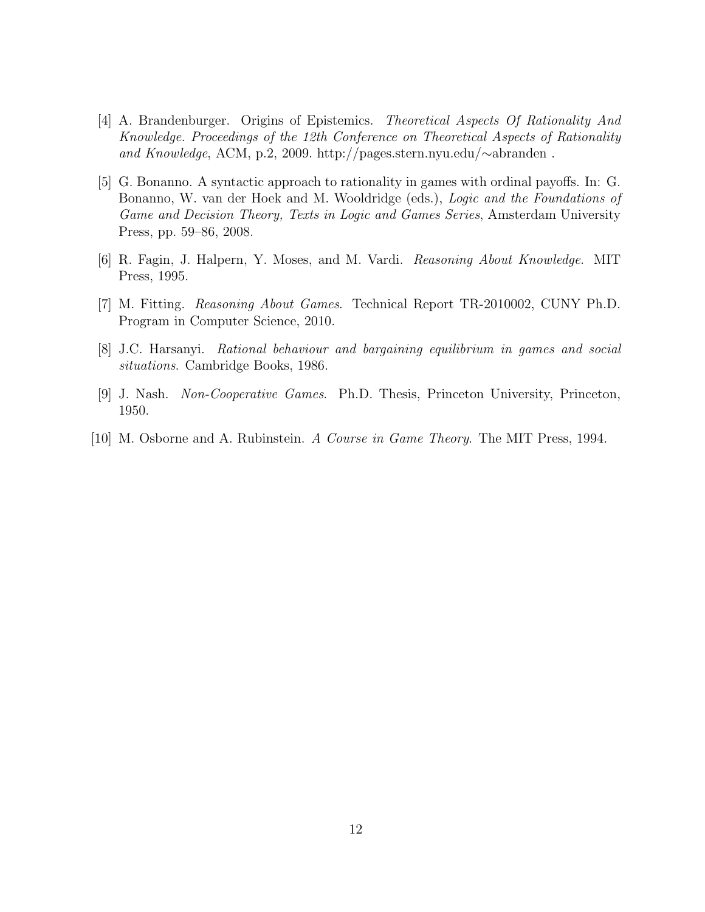[4] A. Brandenburger. Origins of Epistemics. *Theoretical Aspects Of Rationality And Knowledge. Proceedings of the 12th Conference on Theoretical Aspects of Rationality and Knowledge*, ACM, p.2, 2009. http://pages.stern.nyu.edu/∼abranden .

[5] G. Bonanno. A syntactic approach to rationality in games with ordinal payoffs. In: G. Bonanno, W. van der Hoek and M. Wooldridge (eds.), *Logic and the Foundations of Game and Decision Theory, Texts in Logic and Games Series*, Amsterdam University Press, pp. 59–86, 2008.

[6] R. Fagin, J. Halpern, Y. Moses, and M. Vardi. *Reasoning About Knowledge*. MIT Press, 1995.

[7] M. Fitting. *Reasoning About Games*. Technical Report TR-2010002, CUNY Ph.D. Program in Computer Science, 2010.

[8] J.C. Harsanyi. *Rational behaviour and bargaining equilibrium in games and social situations*. Cambridge Books, 1986.

[9] J. Nash. *Non-Cooperative Games*. Ph.D. Thesis, Princeton University, Princeton, 1950.

[10] M. Osborne and A. Rubinstein. *A Course in Game Theory*. The MIT Press, 1994.